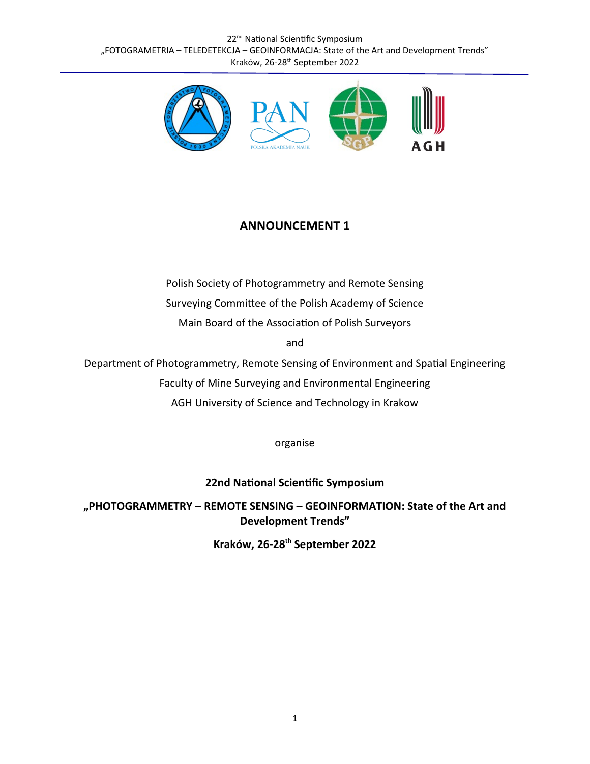# ANNOUNCEMENT 1

Polish Society of Photogrammetry and Remote Sensing

Surveying Committee of the Polish Academy of Science

Main Board of the Association of Polish Surveyors

and

Department of Photogrammetry, Remote Sensing of Environment and Spatial Engineering

Faculty of Mine Surveying and Environmental Engineering

AGH University of Science and Technology in Krakow

organise

**22nd National Scientific Symposium**

**„PHOTOGRAMMETRY – REMOTE SENSING – GEOINFORMATION: State of the Art and Development Trends"**

**Kraków, 26-28th September 2022**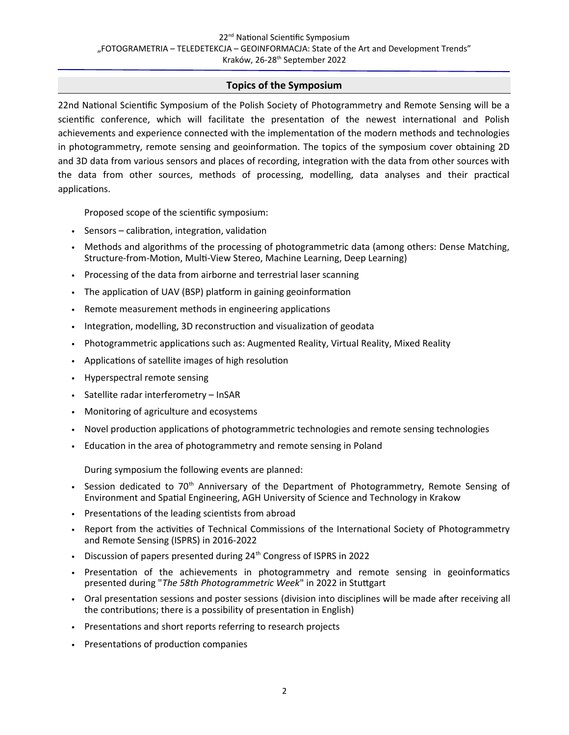## Topics of the Symposium

22nd National Scientific Symposium of the Polish Society of Photogrammetry and Remote Sensing will be a scientific conference, which will facilitate the presentation of the newest international and Polish achievements and experience connected with the implementation of the modern methods and technologies in photogrammetry, remote sensing and geoinformation. The topics of the symposium cover obtaining 2D and 3D data from various sensors and places of recording, integration with the data from other sources with the data from other sources, methods of processing, modelling, data analyses and their practical applications.

Proposed scope of the scientific symposium:

- Sensors – calibration, integration, validation
- Methods and algorithms of the processing of photogrammetric data (among others: Dense Matching, Structure-from-Motion, Multi-View Stereo, Machine Learning, Deep Learning)
- Processing of the data from airborne and terrestrial laser scanning
- The application of UAV (BSP) platform in gaining geoinformation
- Remote measurement methods in engineering applications
- Integration, modelling, 3D reconstruction and visualization of geodata
- Photogrammetric applications such as: Augmented Reality, Virtual Reality, Mixed Reality
- Applications of satellite images of high resolution
- Hyperspectral remote sensing
- Satellite radar interferometry – InSAR
- Monitoring of agriculture and ecosystems
- Novel production applications of photogrammetric technologies and remote sensing technologies
- Education in the area of photogrammetry and remote sensing in Poland

During symposium the following events are planned:

- Session dedicated to 70th Anniversary of the Department of Photogrammetry, Remote Sensing of Environment and Spatial Engineering, AGH University of Science and Technology in Krakow
- Presentations of the leading scientists from abroad
- Report from the activities of Technical Commissions of the International Society of Photogrammetry and Remote Sensing (ISPRS) in 2016-2022
- Discussion of papers presented during 24th Congress of ISPRS in 2022
- Presentation of the achievements in photogrammetry and remote sensing in geoinformatics presented during "*The 58th Photogrammetric Week*" in 2022 in Stuttgart
- Oral presentation sessions and poster sessions (division into disciplines will be made after receiving all the contributions; there is a possibility of presentation in English)
- Presentations and short reports referring to research projects
- Presentations of production companies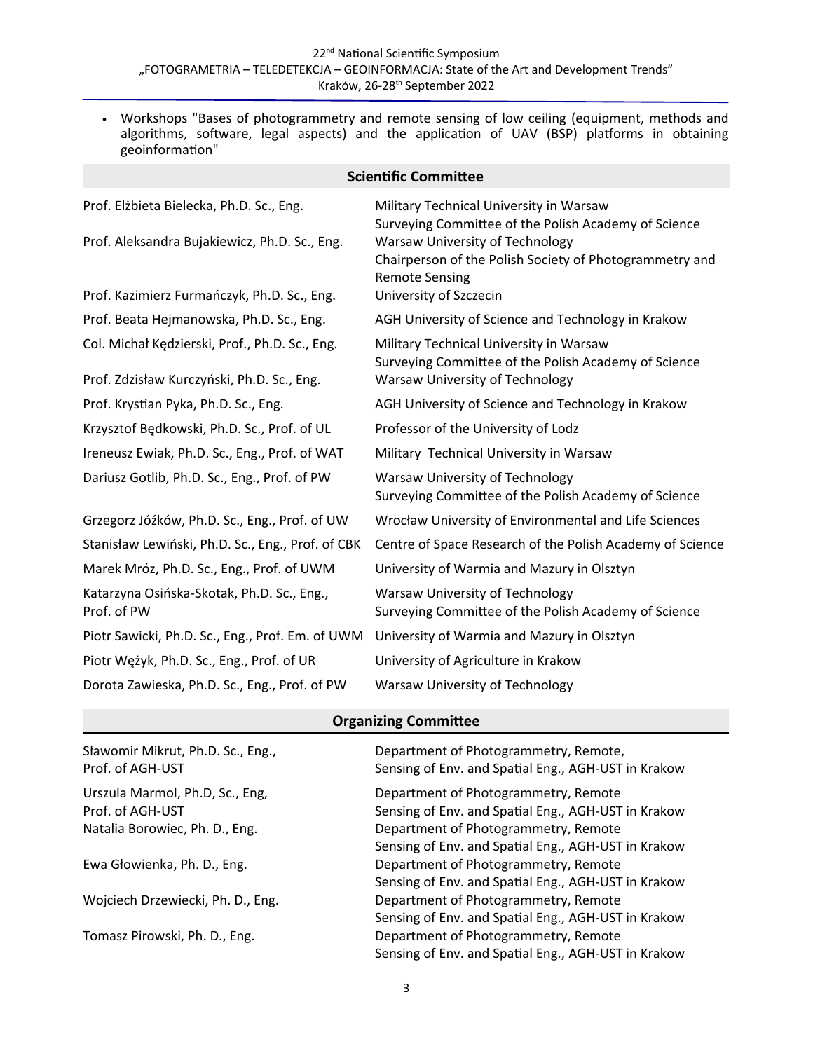- Workshops "Bases of photogrammetry and remote sensing of low ceiling (equipment, methods and algorithms, software, legal aspects) and the application of UAV (BSP) platforms in obtaining geoinformation"

## Scientific Committee

| | |
|---|---|
| Prof. Elżbieta Bielecka, Ph.D. Sc., Eng. | Military Technical University in Warsaw<br>Surveying Committee of the Polish Academy of Science |
| Prof. Aleksandra Bujakiewicz, Ph.D. Sc., Eng. | Warsaw University of Technology<br>Chairperson of the Polish Society of Photogrammetry and Remote Sensing |
| Prof. Kazimierz Furmańczyk, Ph.D. Sc., Eng. | University of Szczecin |
| Prof. Beata Hejmanowska, Ph.D. Sc., Eng. | AGH University of Science and Technology in Krakow |
| Col. Michał Kędzierski, Prof., Ph.D. Sc., Eng. | Military Technical University in Warsaw<br>Surveying Committee of the Polish Academy of Science |
| Prof. Zdzisław Kurczyński, Ph.D. Sc., Eng. | Warsaw University of Technology |
| Prof. Krystian Pyka, Ph.D. Sc., Eng. | AGH University of Science and Technology in Krakow |
| Krzysztof Będkowski, Ph.D. Sc., Prof. of UL | Professor of the University of Lodz |
| Ireneusz Ewiak, Ph.D. Sc., Eng., Prof. of WAT | Military Technical University in Warsaw |
| Dariusz Gotlib, Ph.D. Sc., Eng., Prof. of PW | Warsaw University of Technology<br>Surveying Committee of the Polish Academy of Science |
| Grzegorz Jóźków, Ph.D. Sc., Eng., Prof. of UW | Wrocław University of Environmental and Life Sciences |
| Stanisław Lewiński, Ph.D. Sc., Eng., Prof. of CBK | Centre of Space Research of the Polish Academy of Science |
| Marek Mróz, Ph.D. Sc., Eng., Prof. of UWM | University of Warmia and Mazury in Olsztyn |
| Katarzyna Osińska-Skotak, Ph.D. Sc., Eng., Prof. of PW | Warsaw University of Technology<br>Surveying Committee of the Polish Academy of Science |
| Piotr Sawicki, Ph.D. Sc., Eng., Prof. Em. of UWM | University of Warmia and Mazury in Olsztyn |
| Piotr Wężyk, Ph.D. Sc., Eng., Prof. of UR | University of Agriculture in Krakow |
| Dorota Zawieska, Ph.D. Sc., Eng., Prof. of PW | Warsaw University of Technology |

## Organizing Committee

| | |
|---|---|
| Sławomir Mikrut, Ph.D. Sc., Eng., Prof. of AGH-UST | Department of Photogrammetry, Remote, Sensing of Env. and Spatial Eng., AGH-UST in Krakow |
| Urszula Marmol, Ph.D, Sc., Eng, Prof. of AGH-UST | Department of Photogrammetry, Remote Sensing of Env. and Spatial Eng., AGH-UST in Krakow |
| Natalia Borowiec, Ph. D., Eng. | Department of Photogrammetry, Remote Sensing of Env. and Spatial Eng., AGH-UST in Krakow |
| Ewa Głowienka, Ph. D., Eng. | Department of Photogrammetry, Remote Sensing of Env. and Spatial Eng., AGH-UST in Krakow |
| Wojciech Drzewiecki, Ph. D., Eng. | Department of Photogrammetry, Remote Sensing of Env. and Spatial Eng., AGH-UST in Krakow |
| Tomasz Pirowski, Ph. D., Eng. | Department of Photogrammetry, Remote Sensing of Env. and Spatial Eng., AGH-UST in Krakow |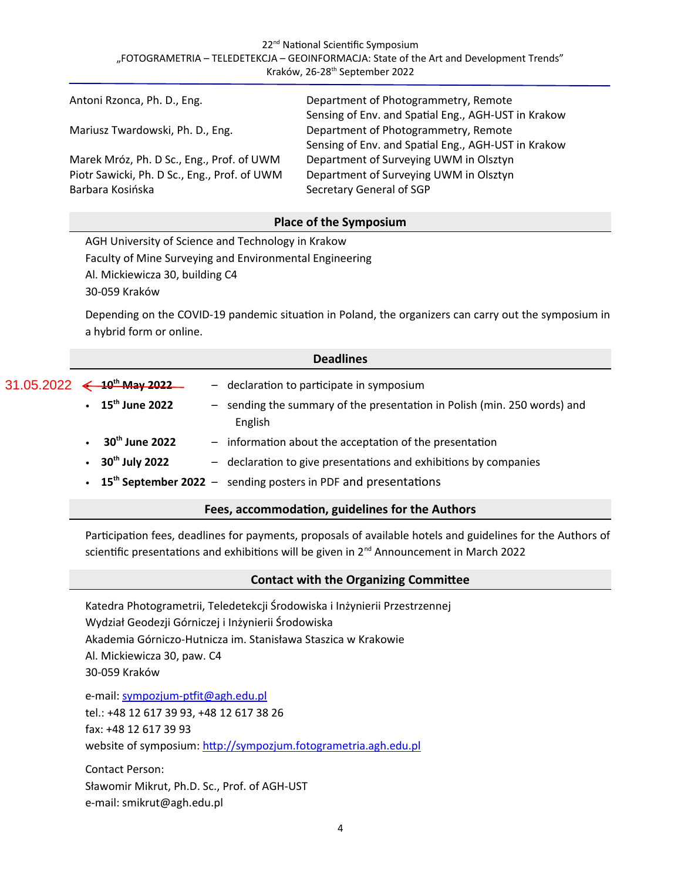| | |
|---|---|
| Antoni Rzonca, Ph. D., Eng. | Department of Photogrammetry, Remote Sensing of Env. and Spatial Eng., AGH-UST in Krakow |
| Mariusz Twardowski, Ph. D., Eng. | Department of Photogrammetry, Remote Sensing of Env. and Spatial Eng., AGH-UST in Krakow |
| Marek Mróz, Ph. D Sc., Eng., Prof. of UWM | Department of Surveying UWM in Olsztyn |
| Piotr Sawicki, Ph. D Sc., Eng., Prof. of UWM | Department of Surveying UWM in Olsztyn |
| Barbara Kosińska | Secretary General of SGP |

## Place of the Symposium

AGH University of Science and Technology in Krakow
Faculty of Mine Surveying and Environmental Engineering
Al. Mickiewicza 30, building C4
30-059 Kraków

Depending on the COVID-19 pandemic situation in Poland, the organizers can carry out the symposium in a hybrid form or online.

## Deadlines

- 31.05.2022 ← ~~**10th May 2022**~~ – declaration to participate in symposium
- **15th June 2022** – sending the summary of the presentation in Polish (min. 250 words) and English
- **30th June 2022** – information about the acceptation of the presentation
- **30th July 2022** – declaration to give presentations and exhibitions by companies
- **15th September 2022** – sending posters in PDF and presentations

## Fees, accommodation, guidelines for the Authors

Participation fees, deadlines for payments, proposals of available hotels and guidelines for the Authors of scientific presentations and exhibitions will be given in 2nd Announcement in March 2022

## Contact with the Organizing Committee

Katedra Fotogrametrii, Teledetekcji Środowiska i Inżynierii Przestrzennej
Wydział Geodezji Górniczej i Inżynierii Środowiska
Akademia Górniczo-Hutnicza im. Stanisława Staszica w Krakowie
Al. Mickiewicza 30, paw. C4
30-059 Kraków

e-mail: sympozjum-ptfit@agh.edu.pl
tel.: +48 12 617 39 93, +48 12 617 38 26
fax: +48 12 617 39 93
website of symposium: http://sympozjum.fotogrametria.agh.edu.pl

Contact Person:
Sławomir Mikrut, Ph.D. Sc., Prof. of AGH-UST
e-mail: smikrut@agh.edu.pl